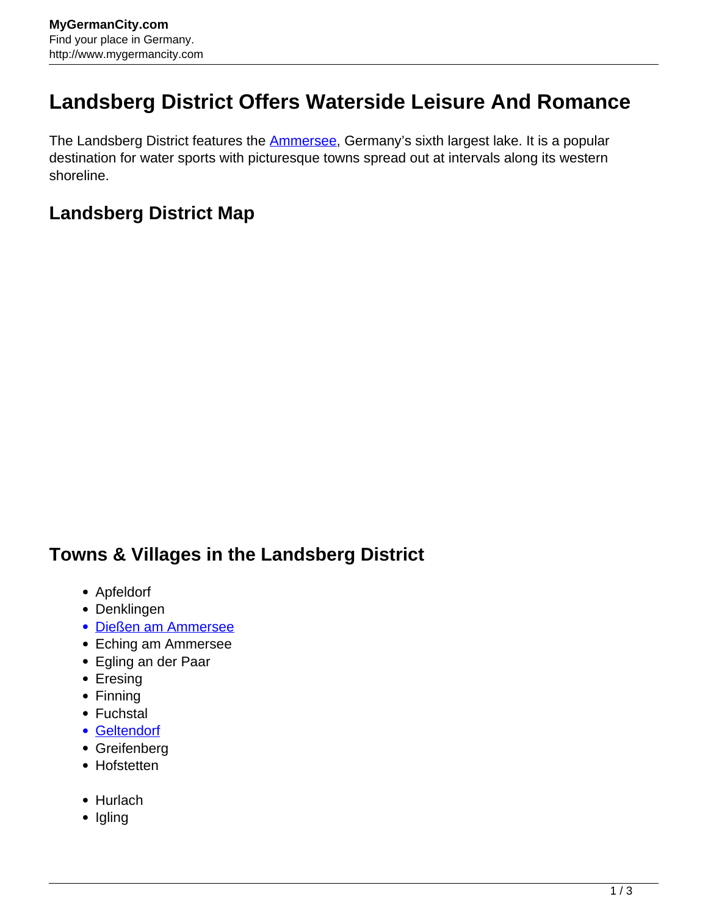# Landsberg District Offers Waterside Leisure And Romance

The Landsberg District features the Ammersee, Germany's sixth largest lake. It is a popular destination for water sports with picturesque towns spread out at intervals along its western shoreline.

## Landsberg District Map

## Towns & Villages in the Landsberg District

- Apfeldorf
- Denklingen
- Dießen am Ammersee
- Eching am Ammersee
- Egling an der Paar
- Eresing
- Finning
- Fuchstal
- Geltendorf
- Greifenberg
- Hofstetten

- Hurlach
- Igling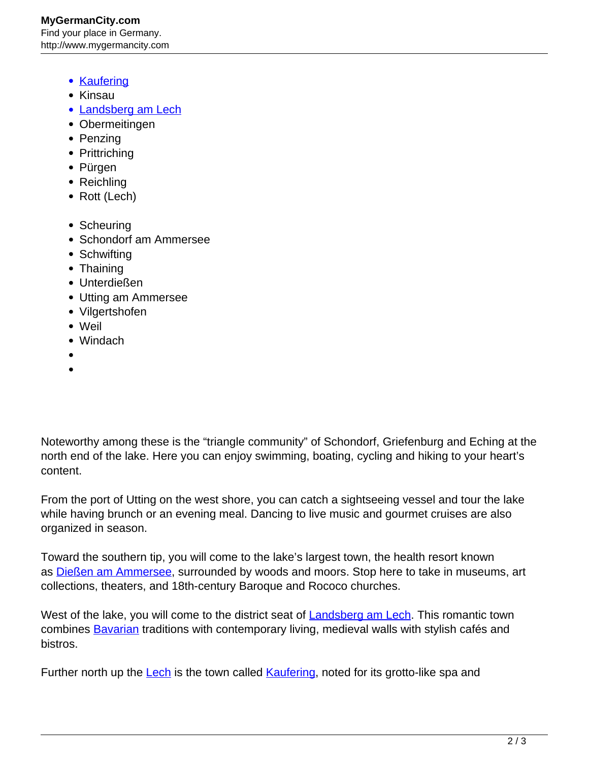- Kaufering
- Kinsau
- Landsberg am Lech
- Obermeitingen
- Penzing
- Prittriching
- Pürgen
- Reichling
- Rott (Lech)

- Scheuring
- Schondorf am Ammersee
- Schwifting
- Thaining
- Unterdießen
- Utting am Ammersee
- Vilgertshofen
- Weil
- Windach

Noteworthy among these is the “triangle community” of Schondorf, Griefenburg and Eching at the north end of the lake. Here you can enjoy swimming, boating, cycling and hiking to your heart’s content.

From the port of Utting on the west shore, you can catch a sightseeing vessel and tour the lake while having brunch or an evening meal. Dancing to live music and gourmet cruises are also organized in season.

Toward the southern tip, you will come to the lake’s largest town, the health resort known as Dießen am Ammersee, surrounded by woods and moors. Stop here to take in museums, art collections, theaters, and 18th-century Baroque and Rococo churches.

West of the lake, you will come to the district seat of Landsberg am Lech. This romantic town combines Bavarian traditions with contemporary living, medieval walls with stylish cafés and bistros.

Further north up the Lech is the town called Kaufering, noted for its grotto-like spa and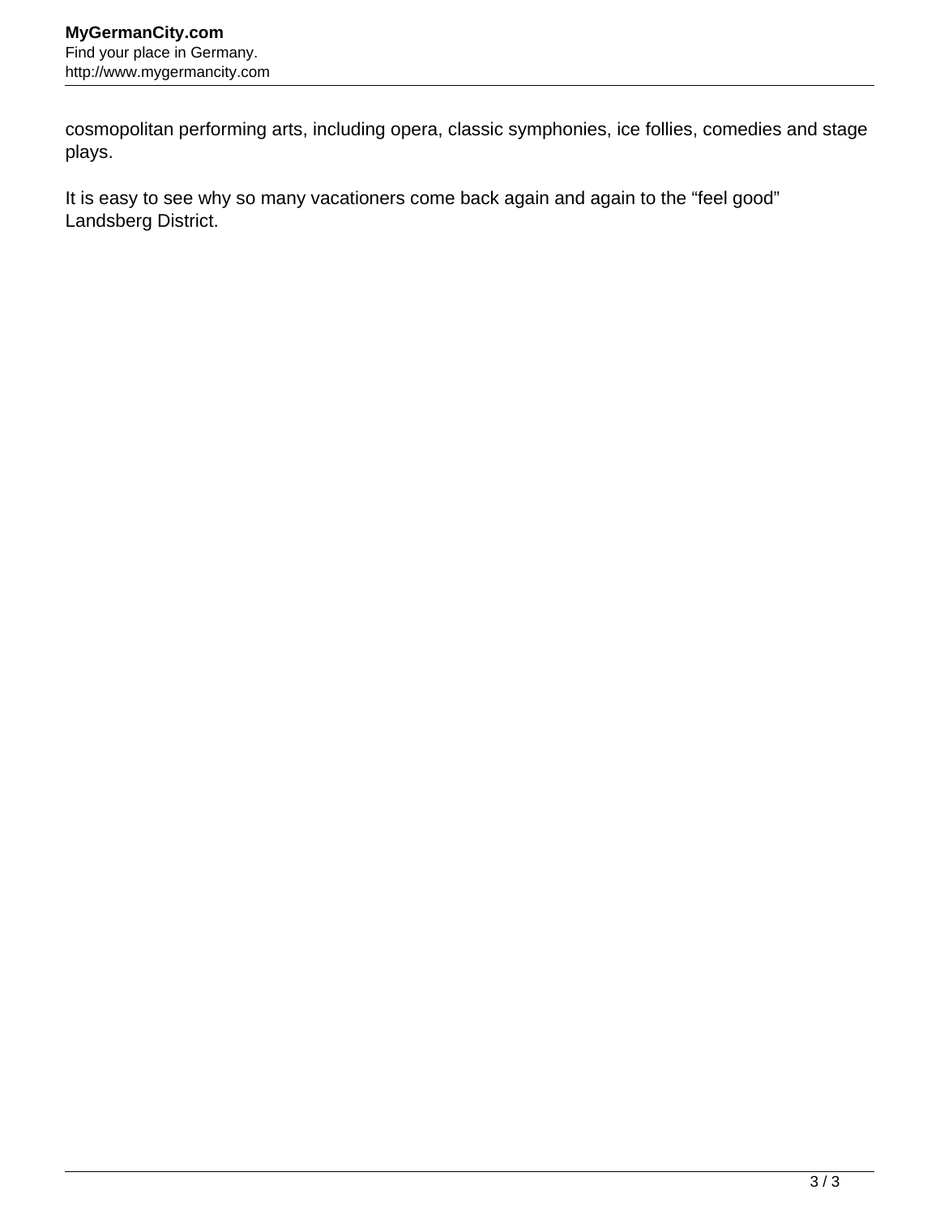cosmopolitan performing arts, including opera, classic symphonies, ice follies, comedies and stage plays.

It is easy to see why so many vacationers come back again and again to the “feel good” Landsberg District.